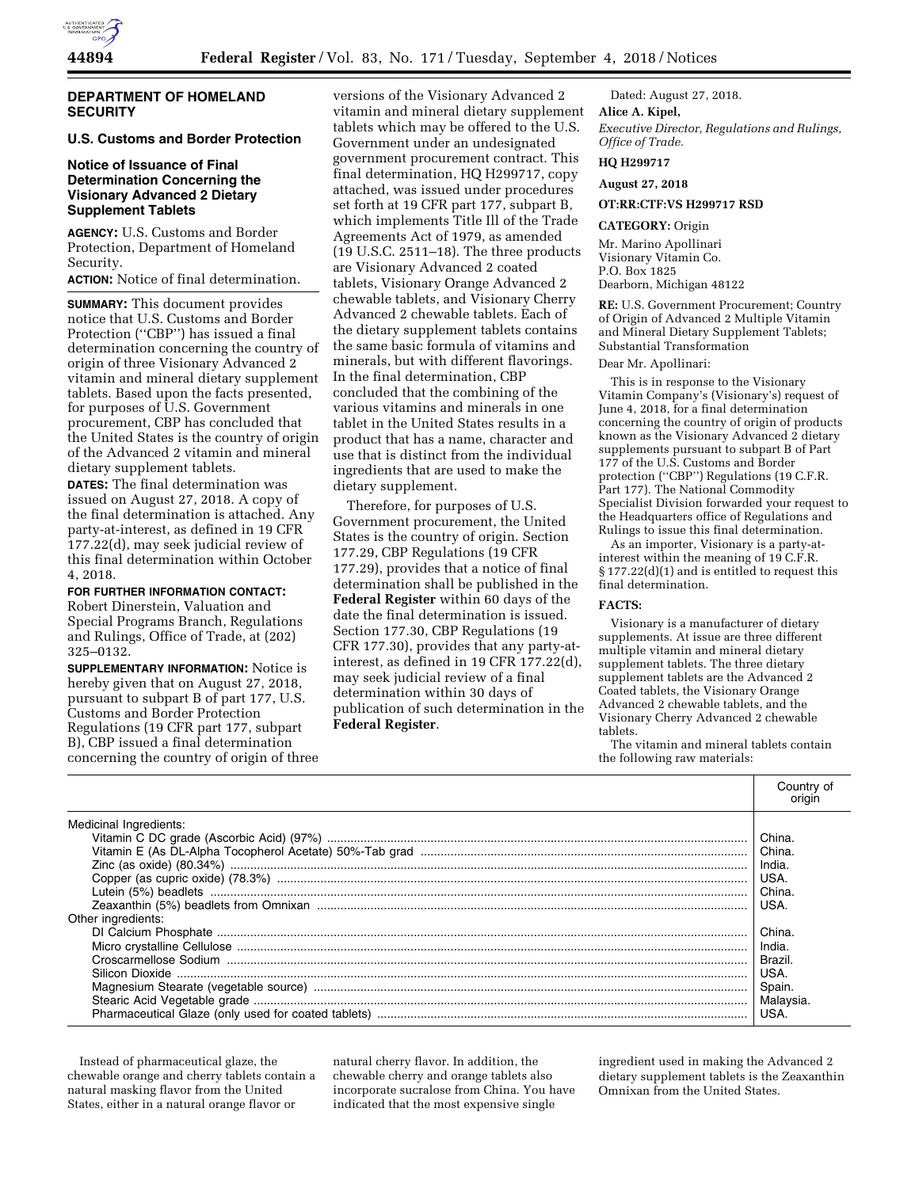## DEPARTMENT OF HOMELAND SECURITY

### U.S. Customs and Border Protection

### Notice of Issuance of Final Determination Concerning the Visionary Advanced 2 Dietary Supplement Tablets

**AGENCY:** U.S. Customs and Border Protection, Department of Homeland Security.

**ACTION:** Notice of final determination.

**SUMMARY:** This document provides notice that U.S. Customs and Border Protection ("CBP") has issued a final determination concerning the country of origin of three Visionary Advanced 2 vitamin and mineral dietary supplement tablets. Based upon the facts presented, for purposes of U.S. Government procurement, CBP has concluded that the United States is the country of origin of the Advanced 2 vitamin and mineral dietary supplement tablets.

**DATES:** The final determination was issued on August 27, 2018. A copy of the final determination is attached. Any party-at-interest, as defined in 19 CFR 177.22(d), may seek judicial review of this final determination within October 4, 2018.

**FOR FURTHER INFORMATION CONTACT:** Robert Dinerstein, Valuation and Special Programs Branch, Regulations and Rulings, Office of Trade, at (202) 325–0132.

**SUPPLEMENTARY INFORMATION:** Notice is hereby given that on August 27, 2018, pursuant to subpart B of part 177, U.S. Customs and Border Protection Regulations (19 CFR part 177, subpart B), CBP issued a final determination concerning the country of origin of three versions of the Visionary Advanced 2 vitamin and mineral dietary supplement tablets which may be offered to the U.S. Government under an undesignated government procurement contract. This final determination, HQ H299717, copy attached, was issued under procedures set forth at 19 CFR part 177, subpart B, which implements Title Ill of the Trade Agreements Act of 1979, as amended (19 U.S.C. 2511–18). The three products are Visionary Advanced 2 coated tablets, Visionary Orange Advanced 2 chewable tablets, and Visionary Cherry Advanced 2 chewable tablets. Each of the dietary supplement tablets contains the same basic formula of vitamins and minerals, but with different flavorings. In the final determination, CBP concluded that the combining of the various vitamins and minerals in one tablet in the United States results in a product that has a name, character and use that is distinct from the individual ingredients that are used to make the dietary supplement.

Therefore, for purposes of U.S. Government procurement, the United States is the country of origin. Section 177.29, CBP Regulations (19 CFR 177.29), provides that a notice of final determination shall be published in the **Federal Register** within 60 days of the date the final determination is issued. Section 177.30, CBP Regulations (19 CFR 177.30), provides that any party-at-interest, as defined in 19 CFR 177.22(d), may seek judicial review of a final determination within 30 days of publication of such determination in the **Federal Register**.

Dated: August 27, 2018.

**Alice A. Kipel,**

*Executive Director, Regulations and Rulings, Office of Trade.*

**HQ H299717**

**August 27, 2018**

**OT:RR:CTF:VS H299717 RSD**

**CATEGORY:** Origin

Mr. Marino Apollinari
Visionary Vitamin Co.
P.O. Box 1825
Dearborn, Michigan 48122

**RE:** U.S. Government Procurement; Country of Origin of Advanced 2 Multiple Vitamin and Mineral Dietary Supplement Tablets; Substantial Transformation

Dear Mr. Apollinari:

This is in response to the Visionary Vitamin Company's (Visionary's) request of June 4, 2018, for a final determination concerning the country of origin of products known as the Visionary Advanced 2 dietary supplements pursuant to subpart B of Part 177 of the U.S. Customs and Border protection ("CBP") Regulations (19 C.F.R. Part 177). The National Commodity Specialist Division forwarded your request to the Headquarters office of Regulations and Rulings to issue this final determination.

As an importer, Visionary is a party-at-interest within the meaning of 19 C.F.R. § 177.22(d)(1) and is entitled to request this final determination.

**FACTS:**

Visionary is a manufacturer of dietary supplements. At issue are three different multiple vitamin and mineral dietary supplement tablets. The three dietary supplement tablets are the Advanced 2 Coated tablets, the Visionary Orange Advanced 2 chewable tablets, and the Visionary Cherry Advanced 2 chewable tablets.

The vitamin and mineral tablets contain the following raw materials:

| | Country of origin |
|---|---|
| Medicinal Ingredients: | |
| Vitamin C DC grade (Ascorbic Acid) (97%) | China. |
| Vitamin E (As DL-Alpha Tocopherol Acetate) 50%-Tab grad | China. |
| Zinc (as oxide) (80.34%) | India. |
| Copper (as cupric oxide) (78.3%) | USA. |
| Lutein (5%) beadlets | China. |
| Zeaxanthin (5%) beadlets from Omnixan | USA. |
| Other ingredients: | |
| DI Calcium Phosphate | China. |
| Micro crystalline Cellulose | India. |
| Croscarmellose Sodium | Brazil. |
| Silicon Dioxide | USA. |
| Magnesium Stearate (vegetable source) | Spain. |
| Stearic Acid Vegetable grade | Malaysia. |
| Pharmaceutical Glaze (only used for coated tablets) | USA. |

Instead of pharmaceutical glaze, the chewable orange and cherry tablets contain a natural masking flavor from the United States, either in a natural orange flavor or natural cherry flavor. In addition, the chewable cherry and orange tablets also incorporate sucralose from China. You have indicated that the most expensive single ingredient used in making the Advanced 2 dietary supplement tablets is the Zeaxanthin Omnixan from the United States.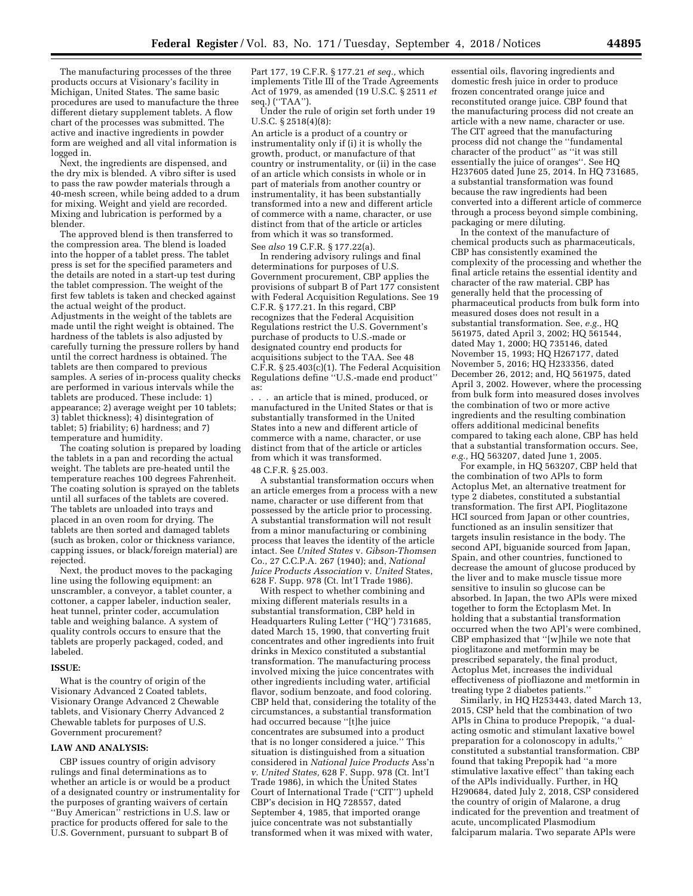The manufacturing processes of the three products occurs at Visionary's facility in Michigan, United States. The same basic procedures are used to manufacture the three different dietary supplement tablets. A flow chart of the processes was submitted. The active and inactive ingredients in powder form are weighed and all vital information is logged in.

Next, the ingredients are dispensed, and the dry mix is blended. A vibro sifter is used to pass the raw powder materials through a 40-mesh screen, while being added to a drum for mixing. Weight and yield are recorded. Mixing and lubrication is performed by a blender.

The approved blend is then transferred to the compression area. The blend is loaded into the hopper of a tablet press. The tablet press is set for the specified parameters and the details are noted in a start-up test during the tablet compression. The weight of the first few tablets is taken and checked against the actual weight of the product. Adjustments in the weight of the tablets are made until the right weight is obtained. The hardness of the tablets is also adjusted by carefully turning the pressure rollers by hand until the correct hardness is obtained. The tablets are then compared to previous samples. A series of in-process quality checks are performed in various intervals while the tablets are produced. These include: 1) appearance; 2) average weight per 10 tablets; 3) tablet thickness); 4) disintegration of tablet; 5) friability; 6) hardness; and 7) temperature and humidity.

The coating solution is prepared by loading the tablets in a pan and recording the actual weight. The tablets are pre-heated until the temperature reaches 100 degrees Fahrenheit. The coating solution is sprayed on the tablets until all surfaces of the tablets are covered. The tablets are unloaded into trays and placed in an oven room for drying. The tablets are then sorted and damaged tablets (such as broken, color or thickness variance, capping issues, or black/foreign material) are rejected.

Next, the product moves to the packaging line using the following equipment: an unscrambler, a conveyor, a tablet counter, a cottoner, a capper labeler, induction sealer, heat tunnel, printer coder, accumulation table and weighing balance. A system of quality controls occurs to ensure that the tablets are properly packaged, coded, and labeled.

## ISSUE:

What is the country of origin of the Visionary Advanced 2 Coated tablets, Visionary Orange Advanced 2 Chewable tablets, and Visionary Cherry Advanced 2 Chewable tablets for purposes of U.S. Government procurement?

## LAW AND ANALYSIS:

CBP issues country of origin advisory rulings and final determinations as to whether an article is or would be a product of a designated country or instrumentality for the purposes of granting waivers of certain "Buy American" restrictions in U.S. law or practice for products offered for sale to the U.S. Government, pursuant to subpart B of Part 177, 19 C.F.R. § 177.21 *et seq.,* which implements Title III of the Trade Agreements Act of 1979, as amended (19 U.S.C. § 2511 *et seq.*) ("TAA").

Under the rule of origin set forth under 19 U.S.C. § 2518(4)(8):

> An article is a product of a country or instrumentality only if (i) it is wholly the growth, product, or manufacture of that country or instrumentality, or (ii) in the case of an article which consists in whole or in part of materials from another country or instrumentality, it has been substantially transformed into a new and different article of commerce with a name, character, or use distinct from that of the article or articles from which it was so transformed.

See *also* 19 C.F.R. § 177.22(a).

In rendering advisory rulings and final determinations for purposes of U.S. Government procurement, CBP applies the provisions of subpart B of Part 177 consistent with Federal Acquisition Regulations. See 19 C.F.R. § 177.21. In this regard, CBP recognizes that the Federal Acquisition Regulations restrict the U.S. Government's purchase of products to U.S.-made or designated country end products for acquisitions subject to the TAA. See 48 C.F.R. § 25.403(c)(1). The Federal Acquisition Regulations define "U.S.-made end product" as:

> . . . an article that is mined, produced, or manufactured in the United States or that is substantially transformed in the United States into a new and different article of commerce with a name, character, or use distinct from that of the article or articles from which it was transformed.

48 C.F.R. § 25.003.

A substantial transformation occurs when an article emerges from a process with a new name, character or use different from that possessed by the article prior to processing. A substantial transformation will not result from a minor manufacturing or combining process that leaves the identity of the article intact. See *United States* v. *Gibson-Thomsen* Co., 27 C.C.P.A. 267 (1940); and, *National Juice Products Association* v. *United* States, 628 F. Supp. 978 (Ct. Int'l Trade 1986).

With respect to whether combining and mixing different materials results in a substantial transformation, CBP held in Headquarters Ruling Letter ("HQ") 731685, dated March 15, 1990, that converting fruit concentrates and other ingredients into fruit drinks in Mexico constituted a substantial transformation. The manufacturing process involved mixing the juice concentrates with other ingredients including water, artificial flavor, sodium benzoate, and food coloring. CBP held that, considering the totality of the circumstances, a substantial transformation had occurred because "[t]he juice concentrates are subsumed into a product that is no longer considered a juice." This situation is distinguished from a situation considered in *National Juice Products* Ass'n *v. United States,* 628 F. Supp. 978 (Ct. lnt'I Trade 1986), in which the United States Court of International Trade ("CIT") upheld CBP's decision in HQ 728557, dated September 4, 1985, that imported orange juice concentrate was not substantially transformed when it was mixed with water, essential oils, flavoring ingredients and domestic fresh juice in order to produce frozen concentrated orange juice and reconstituted orange juice. CBP found that the manufacturing process did not create an article with a new name, character or use. The CIT agreed that the manufacturing process did not change the "fundamental character of the product" as "it was still essentially the juice of oranges". See HQ H237605 dated June 25, 2014. In HQ 731685, a substantial transformation was found because the raw ingredients had been converted into a different article of commerce through a process beyond simple combining, packaging or mere diluting.

In the context of the manufacture of chemical products such as pharmaceuticals, CBP has consistently examined the complexity of the processing and whether the final article retains the essential identity and character of the raw material. CBP has generally held that the processing of pharmaceutical products from bulk form into measured doses does not result in a substantial transformation. See, *e.g.,* HQ 561975, dated April 3, 2002; HQ 561544, dated May 1, 2000; HQ 735146, dated November 15, 1993; HQ H267177, dated November 5, 2016; HQ H233356, dated December 26, 2012; and, HQ 561975, dated April 3, 2002. However, where the processing from bulk form into measured doses involves the combination of two or more active ingredients and the resulting combination offers additional medicinal benefits compared to taking each alone, CBP has held that a substantial transformation occurs. See, *e.g.,* HQ 563207, dated June 1, 2005.

For example, in HQ 563207, CBP held that the combination of two APIs to form Actoplus Met, an alternative treatment for type 2 diabetes, constituted a substantial transformation. The first API, Pioglitazone HCI sourced from Japan or other countries, functioned as an insulin sensitizer that targets insulin resistance in the body. The second API, biguanide sourced from Japan, Spain, and other countries, functioned to decrease the amount of glucose produced by the liver and to make muscle tissue more sensitive to insulin so glucose can be absorbed. In Japan, the two APIs were mixed together to form the Ectoplasm Met. In holding that a substantial transformation occurred when the two API's were combined, CBP emphasized that "[w]hile we note that pioglitazone and metformin may be prescribed separately, the final product, Actoplus Met, increases the individual effectiveness of piofliazone and metformin in treating type 2 diabetes patients."

Similarly, in HQ H253443, dated March 13, 2015, CSP held that the combination of two APls in China to produce Prepopik, "a dual-acting osmotic and stimulant laxative bowel preparation for a colonoscopy in adults," constituted a substantial transformation. CBP found that taking Prepopik had "a more stimulative laxative effect" than taking each of the APls individually. Further, in HQ H290684, dated July 2, 2018, CSP considered the country of origin of Malarone, a drug indicated for the prevention and treatment of acute, uncomplicated Plasmodium falciparum malaria. Two separate APIs were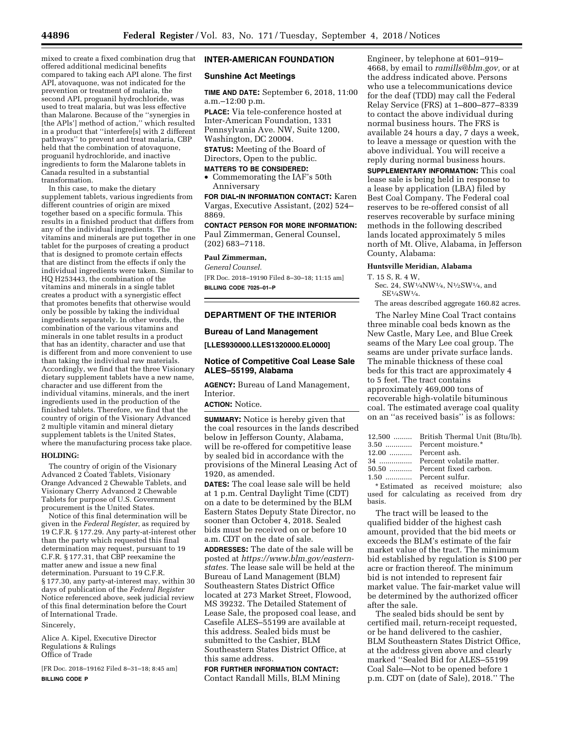mixed to create a fixed combination drug that offered additional medicinal benefits compared to taking each API alone. The first API, atovaquone, was not indicated for the prevention or treatment of malaria, the second API, proguanil hydrochloride, was used to treat malaria, but was less effective than Malarone. Because of the ''synergies in [the APIs'] method of action,'' which resulted in a product that ''interfere[s] with 2 different pathways'' to prevent and treat malaria, CBP held that the combination of atovaquone, proguanil hydrochloride, and inactive ingredients to form the Malarone tablets in Canada resulted in a substantial transformation.

In this case, to make the dietary supplement tablets, various ingredients from different countries of origin are mixed together based on a specific formula. This results in a finished product that differs from any of the individual ingredients. The vitamins and minerals are put together in one tablet for the purposes of creating a product that is designed to promote certain effects that are distinct from the effects if only the individual ingredients were taken. Similar to HQ H253443, the combination of the vitamins and minerals in a single tablet creates a product with a synergistic effect that promotes benefits that otherwise would only be possible by taking the individual ingredients separately. In other words, the combination of the various vitamins and minerals in one tablet results in a product that has an identity, character and use that is different from and more convenient to use than taking the individual raw materials. Accordingly, we find that the three Visionary dietary supplement tablets have a new name, character and use different from the individual vitamins, minerals, and the inert ingredients used in the production of the finished tablets. Therefore, we find that the country of origin of the Visionary Advanced 2 multiple vitamin and mineral dietary supplement tablets is the United States, where the manufacturing process take place.

**HOLDING:**

The country of origin of the Visionary Advanced 2 Coated Tablets, Visionary Orange Advanced 2 Chewable Tablets, and Visionary Cherry Advanced 2 Chewable Tablets for purpose of U.S. Government procurement is the United States.

Notice of this final determination will be given in the *Federal Register*, as required by 19 C.F.R. § 177.29. Any party-at-interest other than the party which requested this final determination may request, pursuant to 19 C.F.R. § 177.31, that CBP reexamine the matter anew and issue a new final determination. Pursuant to 19 C.F.R. § 177.30, any party-at-interest may, within 30 days of publication of the *Federal Register* Notice referenced above, seek judicial review of this final determination before the Court of International Trade.

Sincerely,

Alice A. Kipel, Executive Director
Regulations & Rulings
Office of Trade

[FR Doc. 2018–19162 Filed 8–31–18; 8:45 am]

**BILLING CODE P**

## INTER-AMERICAN FOUNDATION

### Sunshine Act Meetings

**TIME AND DATE:** September 6, 2018, 11:00 a.m.–12:00 p.m.

**PLACE:** Via tele-conference hosted at Inter-American Foundation, 1331 Pennsylvania Ave. NW, Suite 1200, Washington, DC 20004.

**STATUS:** Meeting of the Board of Directors, Open to the public.

**MATTERS TO BE CONSIDERED:**

- Commemorating the IAF's 50th Anniversary

**FOR DIAL-IN INFORMATION CONTACT:** Karen Vargas, Executive Assistant, (202) 524–8869.

**CONTACT PERSON FOR MORE INFORMATION:** Paul Zimmerman, General Counsel, (202) 683–7118.

**Paul Zimmerman,**

*General Counsel.*

[FR Doc. 2018–19190 Filed 8–30–18; 11:15 am]

**BILLING CODE 7025–01–P**

## DEPARTMENT OF THE INTERIOR

### Bureau of Land Management

**[LLES930000.LLES1320000.EL0000]**

### Notice of Competitive Coal Lease Sale ALES–55199, Alabama

**AGENCY:** Bureau of Land Management, Interior.

**ACTION:** Notice.

**SUMMARY:** Notice is hereby given that the coal resources in the lands described below in Jefferson County, Alabama, will be re-offered for competitive lease by sealed bid in accordance with the provisions of the Mineral Leasing Act of 1920, as amended.

**DATES:** The coal lease sale will be held at 1 p.m. Central Daylight Time (CDT) on a date to be determined by the BLM Eastern States Deputy State Director, no sooner than October 4, 2018. Sealed bids must be received on or before 10 a.m. CDT on the date of sale.

**ADDRESSES:** The date of the sale will be posted at *https://www.blm.gov/eastern-states*. The lease sale will be held at the Bureau of Land Management (BLM) Southeastern States District Office located at 273 Market Street, Flowood, MS 39232. The Detailed Statement of Lease Sale, the proposed coal lease, and Casefile ALES–55199 are available at this address. Sealed bids must be submitted to the Cashier, BLM Southeastern States District Office, at this same address.

**FOR FURTHER INFORMATION CONTACT:** Contact Randall Mills, BLM Mining Engineer, by telephone at 601–919–4668, by email to *ramills@blm.gov,* or at the address indicated above. Persons who use a telecommunications device for the deaf (TDD) may call the Federal Relay Service (FRS) at 1–800–877–8339 to contact the above individual during normal business hours. The FRS is available 24 hours a day, 7 days a week, to leave a message or question with the above individual. You will receive a reply during normal business hours.

**SUPPLEMENTARY INFORMATION:** This coal lease sale is being held in response to a lease by application (LBA) filed by Best Coal Company. The Federal coal reserves to be re-offered consist of all reserves recoverable by surface mining methods in the following described lands located approximately 5 miles north of Mt. Olive, Alabama, in Jefferson County, Alabama:

**Huntsville Meridian, Alabama**

T. 15 S, R. 4 W,
Sec. 24, SW¼NW¼, N½SW¼, and SE¼SW¼.

The areas described aggregate 160.82 acres.

The Narley Mine Coal Tract contains three minable coal beds known as the New Castle, Mary Lee, and Blue Creek seams of the Mary Lee coal group. The seams are under private surface lands. The minable thickness of these coal beds for this tract are approximately 4 to 5 feet. The tract contains approximately 469,000 tons of recoverable high-volatile bituminous coal. The estimated average coal quality on an ''as received basis'' is as follows:

| | |
|---|---|
| 12,500 | British Thermal Unit (Btu/lb). |
| 3.50 | Percent moisture.* |
| 12.00 | Percent ash. |
| 34 | Percent volatile matter. |
| 50.50 | Percent fixed carbon. |
| 1.50 | Percent sulfur. |

\* Estimated as received moisture; also used for calculating as received from dry basis.

The tract will be leased to the qualified bidder of the highest cash amount, provided that the bid meets or exceeds the BLM's estimate of the fair market value of the tract. The minimum bid established by regulation is $100 per acre or fraction thereof. The minimum bid is not intended to represent fair market value. The fair-market value will be determined by the authorized officer after the sale.

The sealed bids should be sent by certified mail, return-receipt requested, or be hand delivered to the cashier, BLM Southeastern States District Office, at the address given above and clearly marked ''Sealed Bid for ALES–55199 Coal Sale—Not to be opened before 1 p.m. CDT on (date of Sale), 2018.'' The